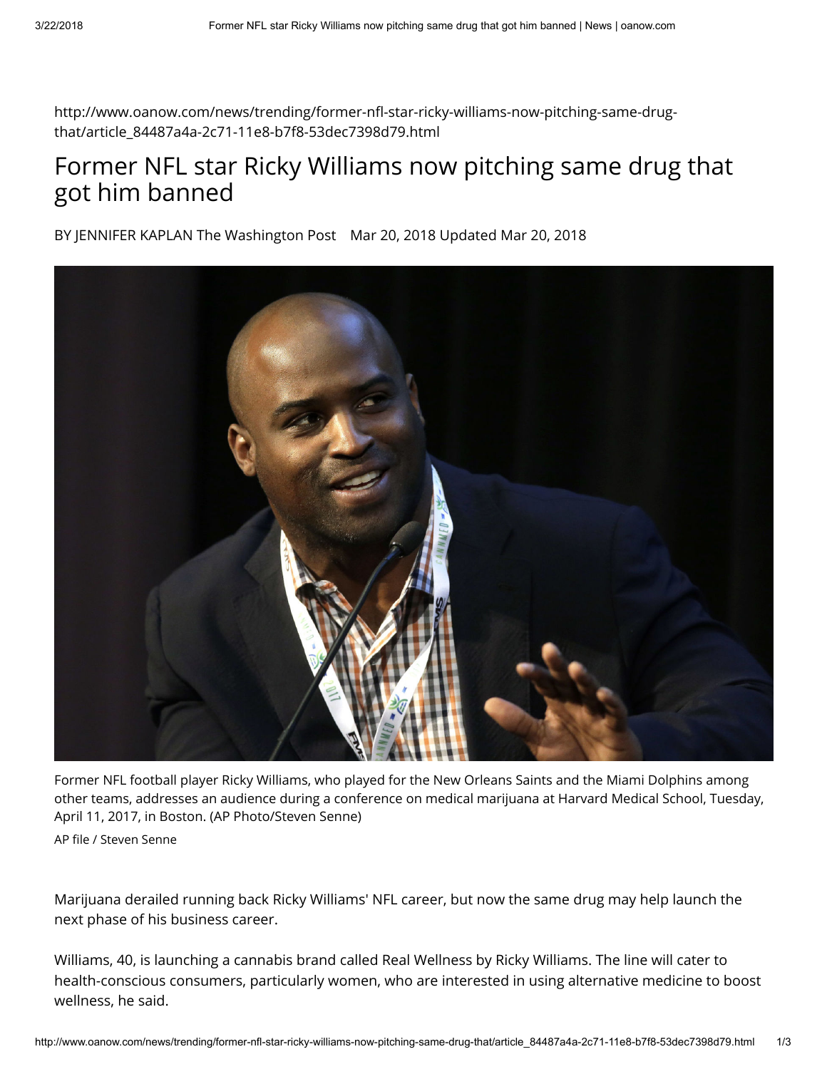http://www.oanow.com/news/trending/former-nfl-star-ricky-williams-now-pitching-same-drug-that/article_84487a4a-2c71-11e8-b7f8-53dec7398d79.html

# Former NFL star Ricky Williams now pitching same drug that got him banned

BY JENNIFER KAPLAN The Washington Post Mar 20, 2018 Updated Mar 20, 2018

Former NFL football player Ricky Williams, who played for the New Orleans Saints and the Miami Dolphins among other teams, addresses an audience during a conference on medical marijuana at Harvard Medical School, Tuesday, April 11, 2017, in Boston. (AP Photo/Steven Senne)

AP file / Steven Senne

Marijuana derailed running back Ricky Williams' NFL career, but now the same drug may help launch the next phase of his business career.

Williams, 40, is launching a cannabis brand called Real Wellness by Ricky Williams. The line will cater to health-conscious consumers, particularly women, who are interested in using alternative medicine to boost wellness, he said.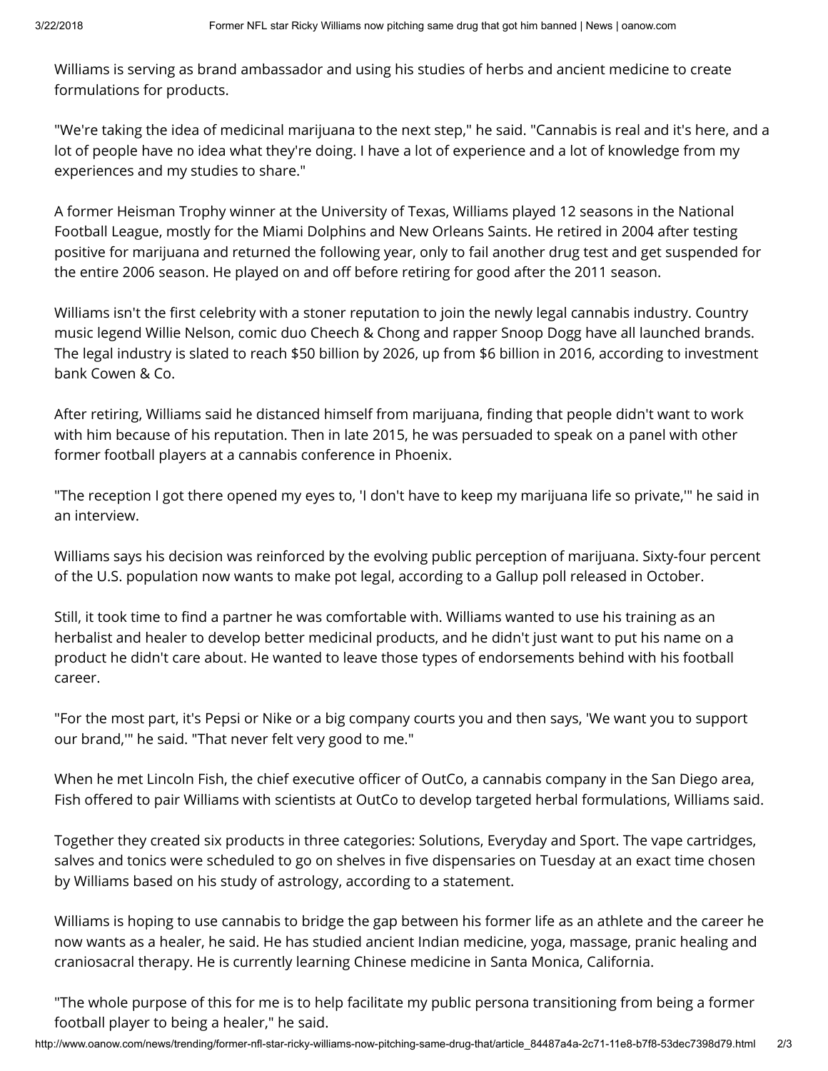Williams is serving as brand ambassador and using his studies of herbs and ancient medicine to create formulations for products.

"We're taking the idea of medicinal marijuana to the next step," he said. "Cannabis is real and it's here, and a lot of people have no idea what they're doing. I have a lot of experience and a lot of knowledge from my experiences and my studies to share."

A former Heisman Trophy winner at the University of Texas, Williams played 12 seasons in the National Football League, mostly for the Miami Dolphins and New Orleans Saints. He retired in 2004 after testing positive for marijuana and returned the following year, only to fail another drug test and get suspended for the entire 2006 season. He played on and off before retiring for good after the 2011 season.

Williams isn't the first celebrity with a stoner reputation to join the newly legal cannabis industry. Country music legend Willie Nelson, comic duo Cheech & Chong and rapper Snoop Dogg have all launched brands. The legal industry is slated to reach $50 billion by 2026, up from $6 billion in 2016, according to investment bank Cowen & Co.

After retiring, Williams said he distanced himself from marijuana, finding that people didn't want to work with him because of his reputation. Then in late 2015, he was persuaded to speak on a panel with other former football players at a cannabis conference in Phoenix.

"The reception I got there opened my eyes to, 'I don't have to keep my marijuana life so private,'" he said in an interview.

Williams says his decision was reinforced by the evolving public perception of marijuana. Sixty-four percent of the U.S. population now wants to make pot legal, according to a Gallup poll released in October.

Still, it took time to find a partner he was comfortable with. Williams wanted to use his training as an herbalist and healer to develop better medicinal products, and he didn't just want to put his name on a product he didn't care about. He wanted to leave those types of endorsements behind with his football career.

"For the most part, it's Pepsi or Nike or a big company courts you and then says, 'We want you to support our brand,'" he said. "That never felt very good to me."

When he met Lincoln Fish, the chief executive officer of OutCo, a cannabis company in the San Diego area, Fish offered to pair Williams with scientists at OutCo to develop targeted herbal formulations, Williams said.

Together they created six products in three categories: Solutions, Everyday and Sport. The vape cartridges, salves and tonics were scheduled to go on shelves in five dispensaries on Tuesday at an exact time chosen by Williams based on his study of astrology, according to a statement.

Williams is hoping to use cannabis to bridge the gap between his former life as an athlete and the career he now wants as a healer, he said. He has studied ancient Indian medicine, yoga, massage, pranic healing and craniosacral therapy. He is currently learning Chinese medicine in Santa Monica, California.

"The whole purpose of this for me is to help facilitate my public persona transitioning from being a former football player to being a healer," he said.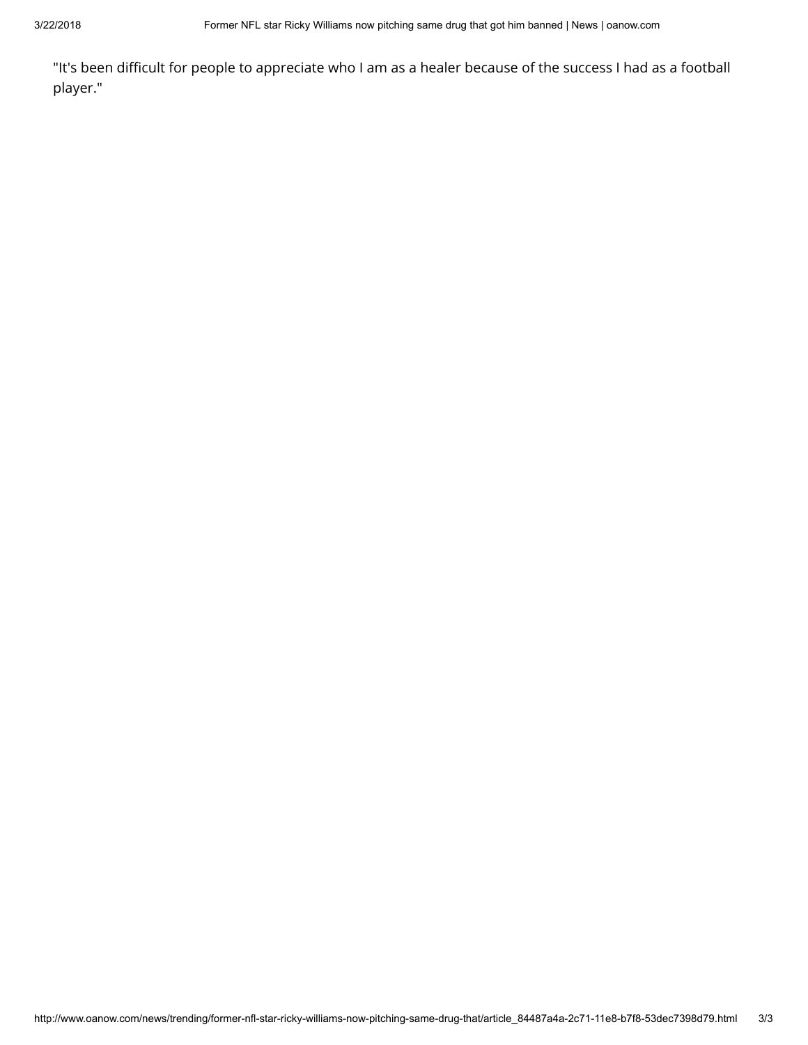"It's been difficult for people to appreciate who I am as a healer because of the success I had as a football player."